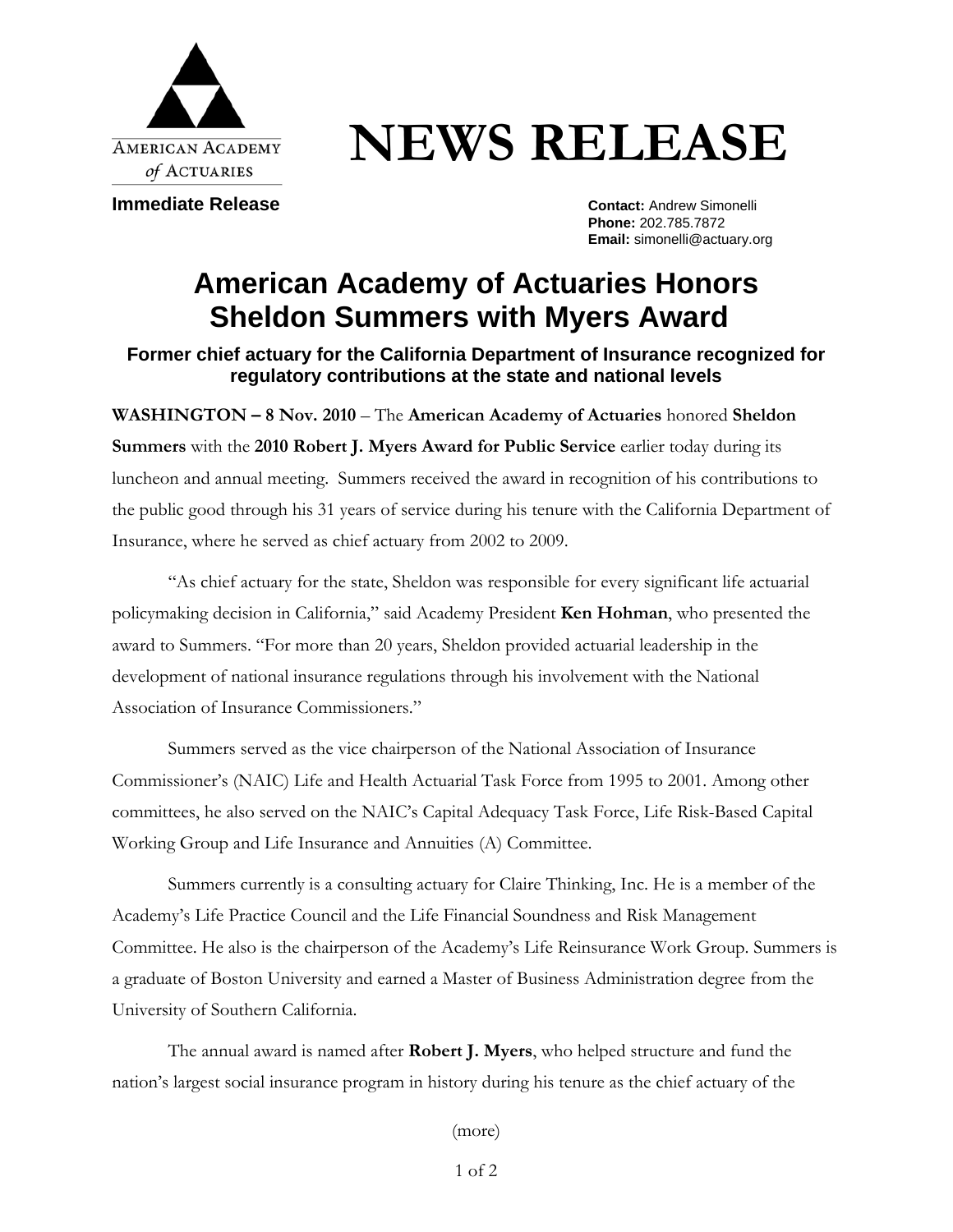AMERICAN ACADEMY *of* ACTUARIES

# NEWS RELEASE

**Immediate Release**

**Contact:** Andrew Simonelli
**Phone:** 202.785.7872
**Email:** simonelli@actuary.org

## American Academy of Actuaries Honors Sheldon Summers with Myers Award

### Former chief actuary for the California Department of Insurance recognized for regulatory contributions at the state and national levels

**WASHINGTON – 8 Nov. 2010** – The **American Academy of Actuaries** honored **Sheldon Summers** with the **2010 Robert J. Myers Award for Public Service** earlier today during its luncheon and annual meeting. Summers received the award in recognition of his contributions to the public good through his 31 years of service during his tenure with the California Department of Insurance, where he served as chief actuary from 2002 to 2009.

"As chief actuary for the state, Sheldon was responsible for every significant life actuarial policymaking decision in California," said Academy President **Ken Hohman**, who presented the award to Summers. "For more than 20 years, Sheldon provided actuarial leadership in the development of national insurance regulations through his involvement with the National Association of Insurance Commissioners."

Summers served as the vice chairperson of the National Association of Insurance Commissioner's (NAIC) Life and Health Actuarial Task Force from 1995 to 2001. Among other committees, he also served on the NAIC's Capital Adequacy Task Force, Life Risk-Based Capital Working Group and Life Insurance and Annuities (A) Committee.

Summers currently is a consulting actuary for Claire Thinking, Inc. He is a member of the Academy's Life Practice Council and the Life Financial Soundness and Risk Management Committee. He also is the chairperson of the Academy's Life Reinsurance Work Group. Summers is a graduate of Boston University and earned a Master of Business Administration degree from the University of Southern California.

The annual award is named after **Robert J. Myers**, who helped structure and fund the nation's largest social insurance program in history during his tenure as the chief actuary of the

(more)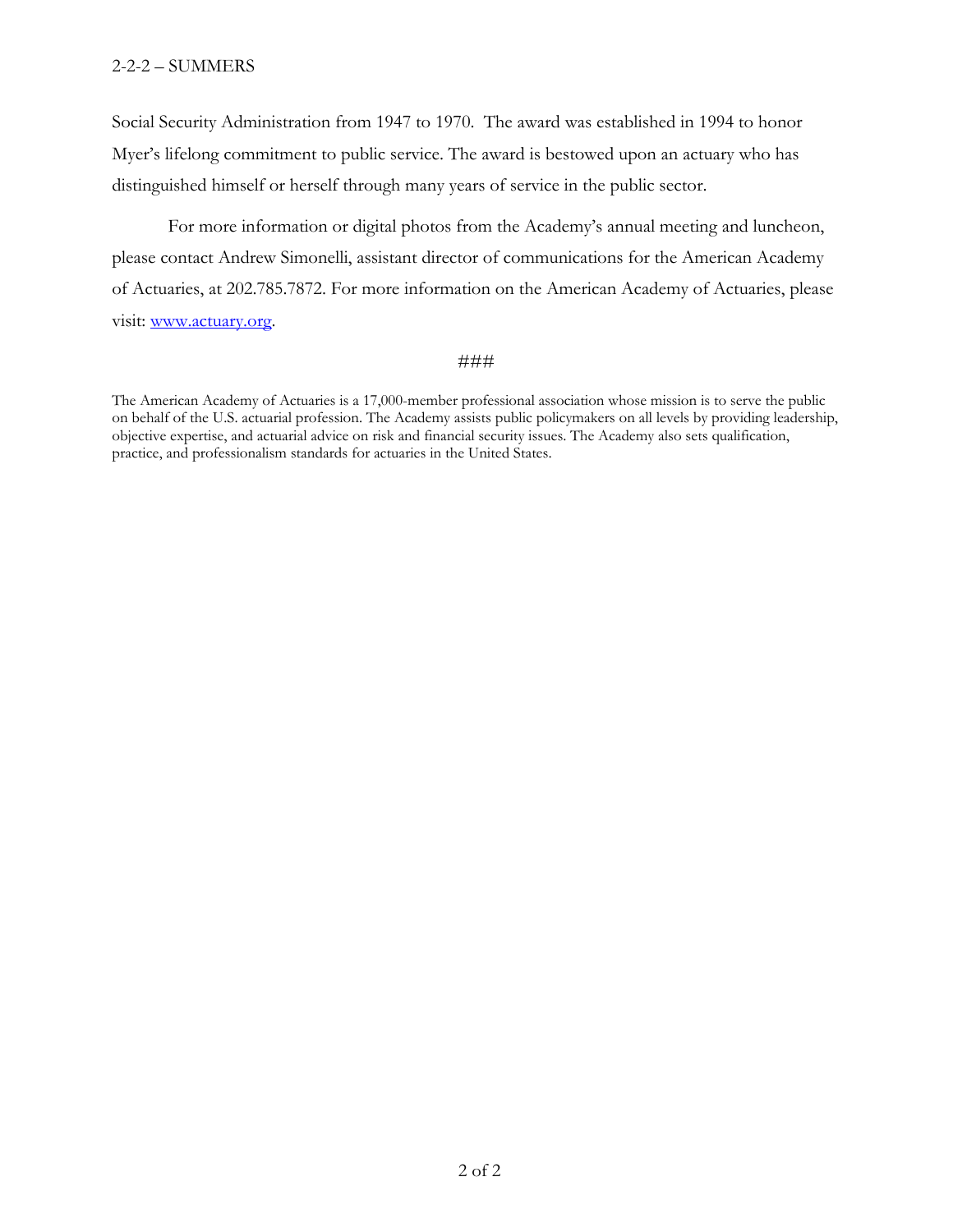Social Security Administration from 1947 to 1970. The award was established in 1994 to honor Myer's lifelong commitment to public service. The award is bestowed upon an actuary who has distinguished himself or herself through many years of service in the public sector.

For more information or digital photos from the Academy's annual meeting and luncheon, please contact Andrew Simonelli, assistant director of communications for the American Academy of Actuaries, at 202.785.7872. For more information on the American Academy of Actuaries, please visit: [www.actuary.org](http://www.actuary.org).

###

The American Academy of Actuaries is a 17,000-member professional association whose mission is to serve the public on behalf of the U.S. actuarial profession. The Academy assists public policymakers on all levels by providing leadership, objective expertise, and actuarial advice on risk and financial security issues. The Academy also sets qualification, practice, and professionalism standards for actuaries in the United States.